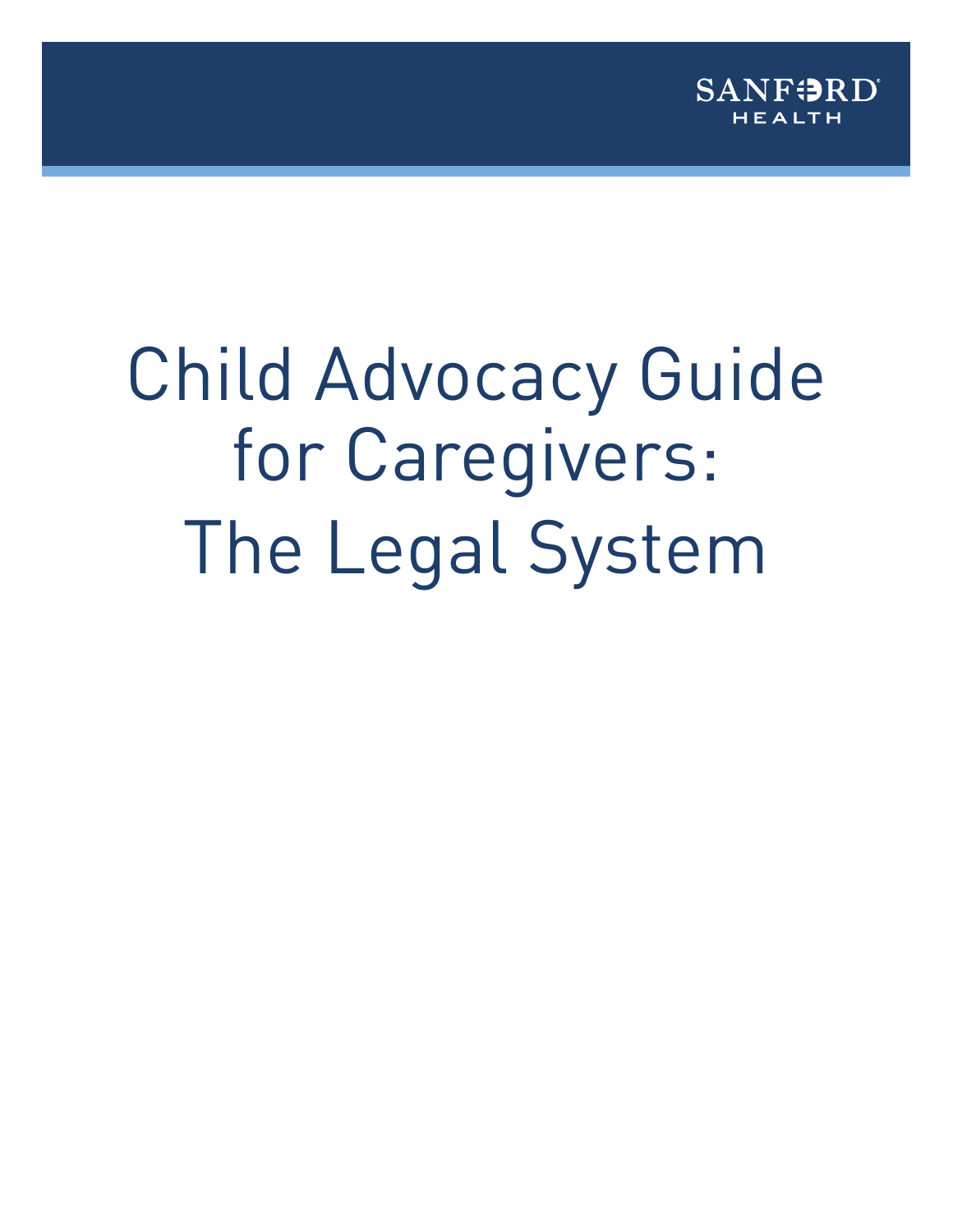SANFORD HEALTH

# Child Advocacy Guide for Caregivers: The Legal System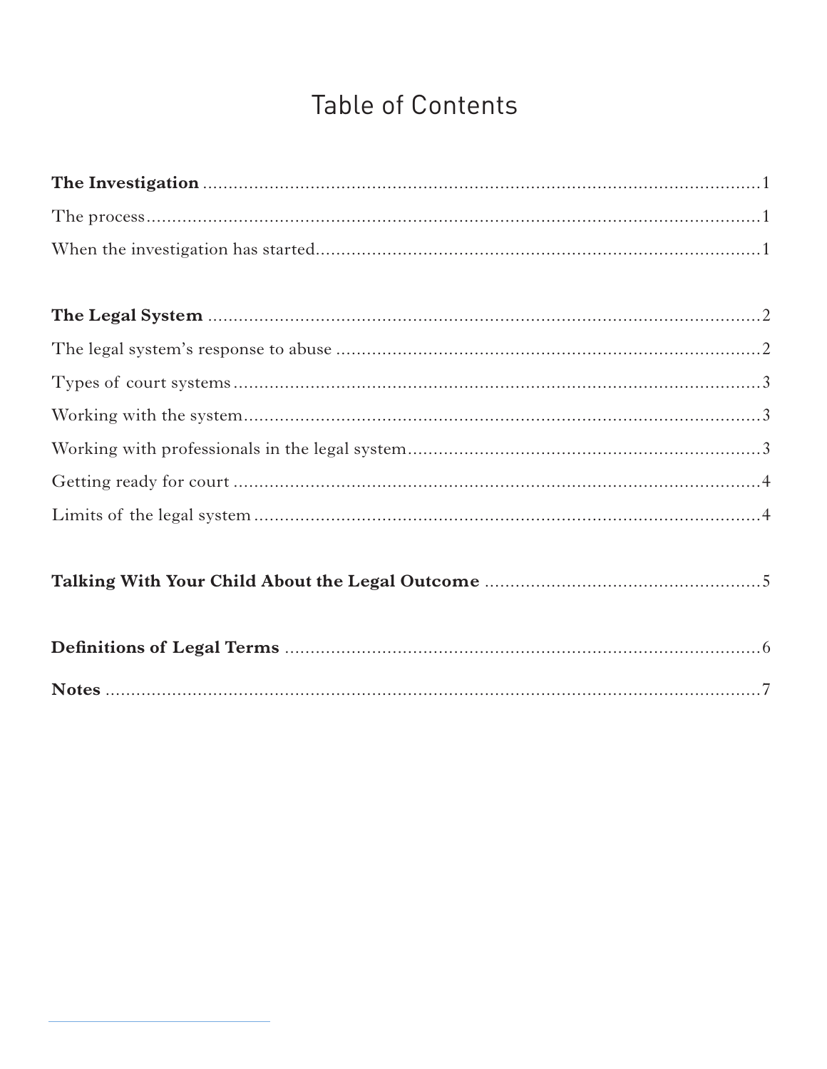# Table of Contents

**The Investigation** .......... 1

The process .......... 1

When the investigation has started .......... 1

**The Legal System** .......... 2

The legal system's response to abuse .......... 2

Types of court systems .......... 3

Working with the system .......... 3

Working with professionals in the legal system .......... 3

Getting ready for court .......... 4

Limits of the legal system .......... 4

**Talking With Your Child About the Legal Outcome** .......... 5

**Definitions of Legal Terms** .......... 6

**Notes** .......... 7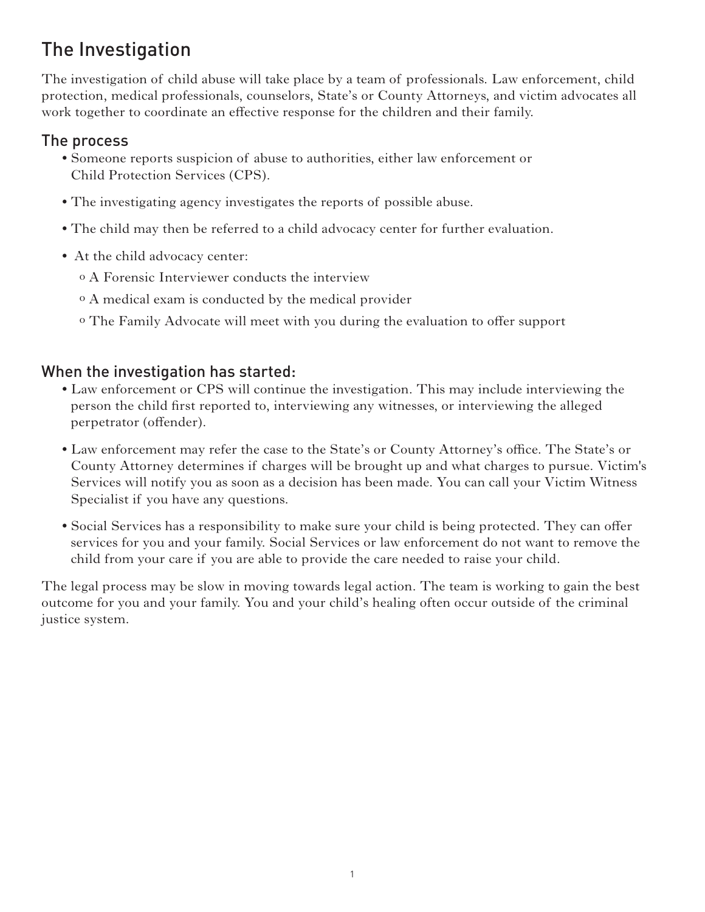# The Investigation

The investigation of child abuse will take place by a team of professionals. Law enforcement, child protection, medical professionals, counselors, State's or County Attorneys, and victim advocates all work together to coordinate an effective response for the children and their family.

## The process

- Someone reports suspicion of abuse to authorities, either law enforcement or Child Protection Services (CPS).
- The investigating agency investigates the reports of possible abuse.
- The child may then be referred to a child advocacy center for further evaluation.
- At the child advocacy center:
  - A Forensic Interviewer conducts the interview
  - A medical exam is conducted by the medical provider
  - The Family Advocate will meet with you during the evaluation to offer support

## When the investigation has started:

- Law enforcement or CPS will continue the investigation. This may include interviewing the person the child first reported to, interviewing any witnesses, or interviewing the alleged perpetrator (offender).
- Law enforcement may refer the case to the State's or County Attorney's office. The State's or County Attorney determines if charges will be brought up and what charges to pursue. Victim's Services will notify you as soon as a decision has been made. You can call your Victim Witness Specialist if you have any questions.
- Social Services has a responsibility to make sure your child is being protected. They can offer services for you and your family. Social Services or law enforcement do not want to remove the child from your care if you are able to provide the care needed to raise your child.

The legal process may be slow in moving towards legal action. The team is working to gain the best outcome for you and your family. You and your child's healing often occur outside of the criminal justice system.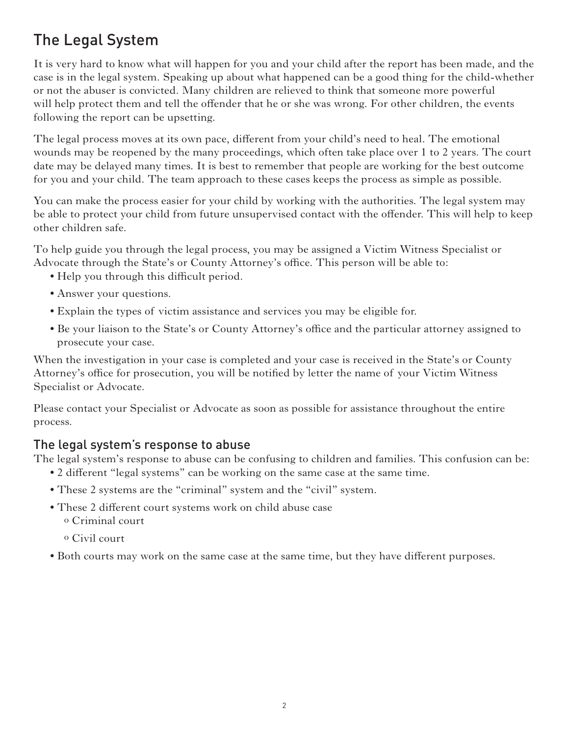# The Legal System

It is very hard to know what will happen for you and your child after the report has been made, and the case is in the legal system. Speaking up about what happened can be a good thing for the child-whether or not the abuser is convicted. Many children are relieved to think that someone more powerful will help protect them and tell the offender that he or she was wrong. For other children, the events following the report can be upsetting.

The legal process moves at its own pace, different from your child's need to heal. The emotional wounds may be reopened by the many proceedings, which often take place over 1 to 2 years. The court date may be delayed many times. It is best to remember that people are working for the best outcome for you and your child. The team approach to these cases keeps the process as simple as possible.

You can make the process easier for your child by working with the authorities. The legal system may be able to protect your child from future unsupervised contact with the offender. This will help to keep other children safe.

To help guide you through the legal process, you may be assigned a Victim Witness Specialist or Advocate through the State's or County Attorney's office. This person will be able to:

- Help you through this difficult period.
- Answer your questions.
- Explain the types of victim assistance and services you may be eligible for.
- Be your liaison to the State's or County Attorney's office and the particular attorney assigned to prosecute your case.

When the investigation in your case is completed and your case is received in the State's or County Attorney's office for prosecution, you will be notified by letter the name of your Victim Witness Specialist or Advocate.

Please contact your Specialist or Advocate as soon as possible for assistance throughout the entire process.

## The legal system's response to abuse

The legal system's response to abuse can be confusing to children and families. This confusion can be:

- 2 different "legal systems" can be working on the same case at the same time.
- These 2 systems are the "criminal" system and the "civil" system.
- These 2 different court systems work on child abuse case
  - Criminal court
  - Civil court
- Both courts may work on the same case at the same time, but they have different purposes.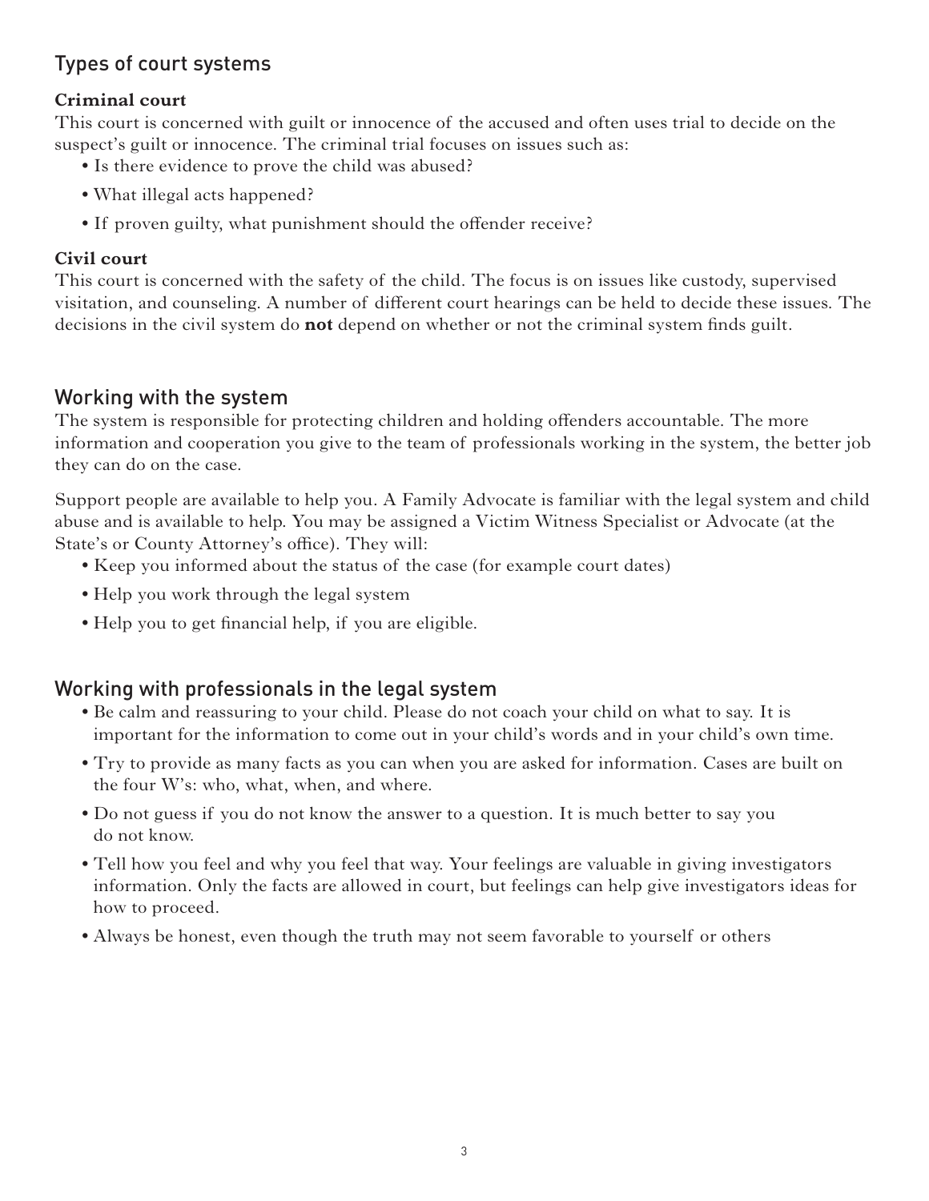## Types of court systems

### Criminal court

This court is concerned with guilt or innocence of the accused and often uses trial to decide on the suspect's guilt or innocence. The criminal trial focuses on issues such as:

- Is there evidence to prove the child was abused?
- What illegal acts happened?
- If proven guilty, what punishment should the offender receive?

### Civil court

This court is concerned with the safety of the child. The focus is on issues like custody, supervised visitation, and counseling. A number of different court hearings can be held to decide these issues. The decisions in the civil system do **not** depend on whether or not the criminal system finds guilt.

## Working with the system

The system is responsible for protecting children and holding offenders accountable. The more information and cooperation you give to the team of professionals working in the system, the better job they can do on the case.

Support people are available to help you. A Family Advocate is familiar with the legal system and child abuse and is available to help. You may be assigned a Victim Witness Specialist or Advocate (at the State's or County Attorney's office). They will:

- Keep you informed about the status of the case (for example court dates)
- Help you work through the legal system
- Help you to get financial help, if you are eligible.

## Working with professionals in the legal system

- Be calm and reassuring to your child. Please do not coach your child on what to say. It is important for the information to come out in your child's words and in your child's own time.
- Try to provide as many facts as you can when you are asked for information. Cases are built on the four W's: who, what, when, and where.
- Do not guess if you do not know the answer to a question. It is much better to say you do not know.
- Tell how you feel and why you feel that way. Your feelings are valuable in giving investigators information. Only the facts are allowed in court, but feelings can help give investigators ideas for how to proceed.
- Always be honest, even though the truth may not seem favorable to yourself or others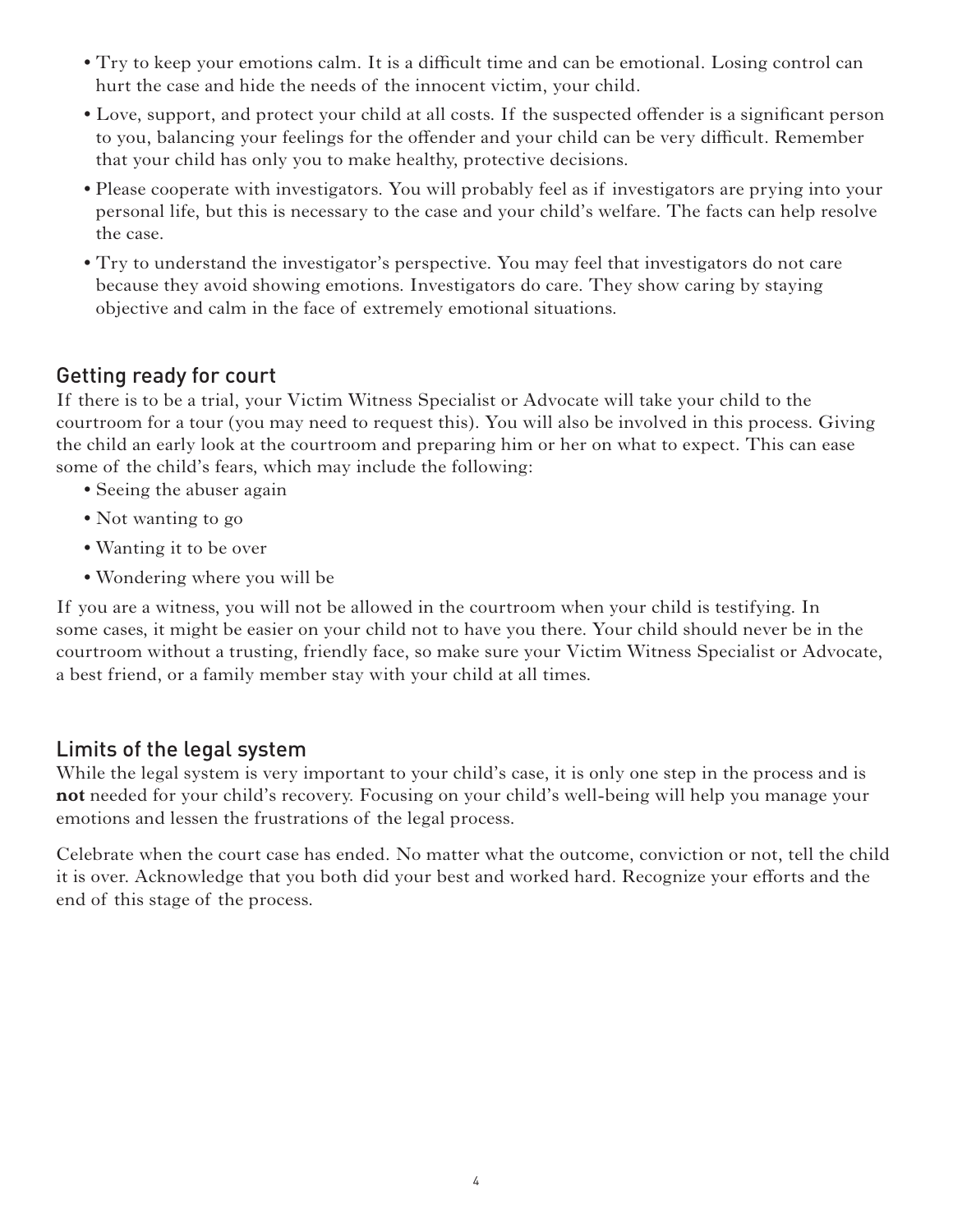- Try to keep your emotions calm. It is a difficult time and can be emotional. Losing control can hurt the case and hide the needs of the innocent victim, your child.
- Love, support, and protect your child at all costs. If the suspected offender is a significant person to you, balancing your feelings for the offender and your child can be very difficult. Remember that your child has only you to make healthy, protective decisions.
- Please cooperate with investigators. You will probably feel as if investigators are prying into your personal life, but this is necessary to the case and your child's welfare. The facts can help resolve the case.
- Try to understand the investigator's perspective. You may feel that investigators do not care because they avoid showing emotions. Investigators do care. They show caring by staying objective and calm in the face of extremely emotional situations.

## Getting ready for court

If there is to be a trial, your Victim Witness Specialist or Advocate will take your child to the courtroom for a tour (you may need to request this). You will also be involved in this process. Giving the child an early look at the courtroom and preparing him or her on what to expect. This can ease some of the child's fears, which may include the following:

- Seeing the abuser again
- Not wanting to go
- Wanting it to be over
- Wondering where you will be

If you are a witness, you will not be allowed in the courtroom when your child is testifying. In some cases, it might be easier on your child not to have you there. Your child should never be in the courtroom without a trusting, friendly face, so make sure your Victim Witness Specialist or Advocate, a best friend, or a family member stay with your child at all times.

## Limits of the legal system

While the legal system is very important to your child's case, it is only one step in the process and is **not** needed for your child's recovery. Focusing on your child's well-being will help you manage your emotions and lessen the frustrations of the legal process.

Celebrate when the court case has ended. No matter what the outcome, conviction or not, tell the child it is over. Acknowledge that you both did your best and worked hard. Recognize your efforts and the end of this stage of the process.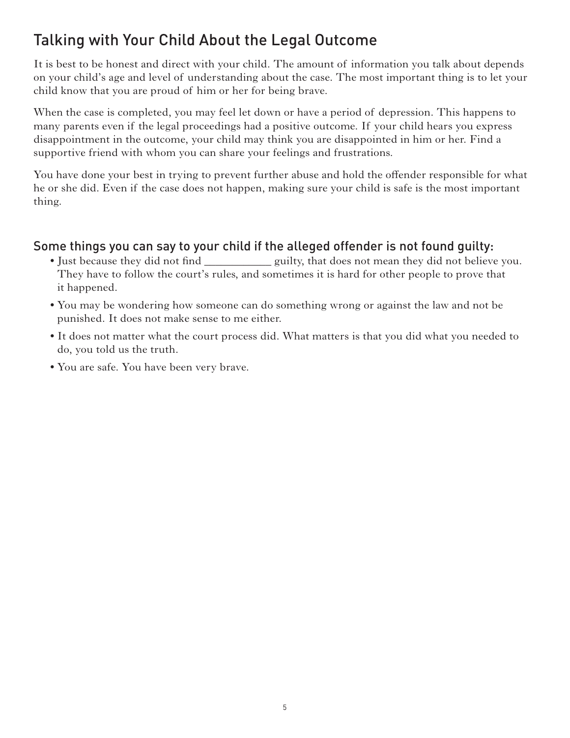## Talking with Your Child About the Legal Outcome

It is best to be honest and direct with your child. The amount of information you talk about depends on your child's age and level of understanding about the case. The most important thing is to let your child know that you are proud of him or her for being brave.

When the case is completed, you may feel let down or have a period of depression. This happens to many parents even if the legal proceedings had a positive outcome. If your child hears you express disappointment in the outcome, your child may think you are disappointed in him or her. Find a supportive friend with whom you can share your feelings and frustrations.

You have done your best in trying to prevent further abuse and hold the offender responsible for what he or she did. Even if the case does not happen, making sure your child is safe is the most important thing.

### Some things you can say to your child if the alleged offender is not found guilty:

- Just because they did not find ____________ guilty, that does not mean they did not believe you. They have to follow the court's rules, and sometimes it is hard for other people to prove that it happened.
- You may be wondering how someone can do something wrong or against the law and not be punished. It does not make sense to me either.
- It does not matter what the court process did. What matters is that you did what you needed to do, you told us the truth.
- You are safe. You have been very brave.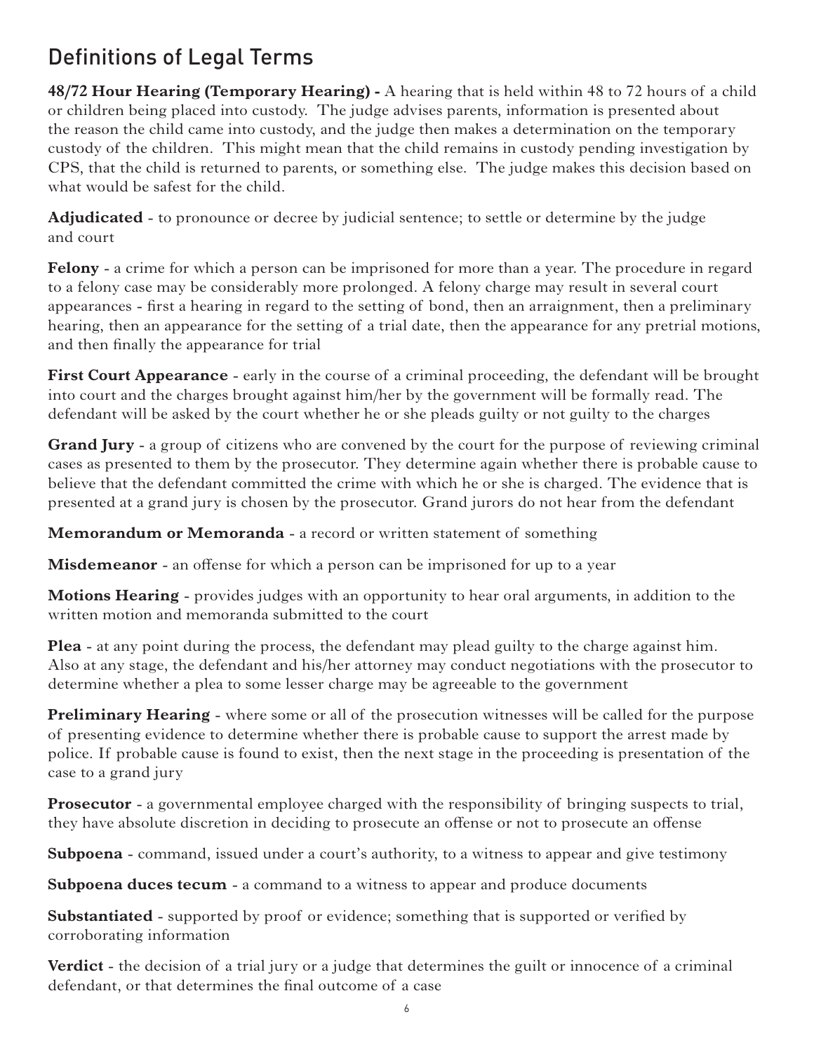# Definitions of Legal Terms

**48/72 Hour Hearing (Temporary Hearing) -** A hearing that is held within 48 to 72 hours of a child or children being placed into custody. The judge advises parents, information is presented about the reason the child came into custody, and the judge then makes a determination on the temporary custody of the children. This might mean that the child remains in custody pending investigation by CPS, that the child is returned to parents, or something else. The judge makes this decision based on what would be safest for the child.

**Adjudicated** - to pronounce or decree by judicial sentence; to settle or determine by the judge and court

**Felony** - a crime for which a person can be imprisoned for more than a year. The procedure in regard to a felony case may be considerably more prolonged. A felony charge may result in several court appearances - first a hearing in regard to the setting of bond, then an arraignment, then a preliminary hearing, then an appearance for the setting of a trial date, then the appearance for any pretrial motions, and then finally the appearance for trial

**First Court Appearance** - early in the course of a criminal proceeding, the defendant will be brought into court and the charges brought against him/her by the government will be formally read. The defendant will be asked by the court whether he or she pleads guilty or not guilty to the charges

**Grand Jury** - a group of citizens who are convened by the court for the purpose of reviewing criminal cases as presented to them by the prosecutor. They determine again whether there is probable cause to believe that the defendant committed the crime with which he or she is charged. The evidence that is presented at a grand jury is chosen by the prosecutor. Grand jurors do not hear from the defendant

**Memorandum or Memoranda** - a record or written statement of something

**Misdemeanor** - an offense for which a person can be imprisoned for up to a year

**Motions Hearing** - provides judges with an opportunity to hear oral arguments, in addition to the written motion and memoranda submitted to the court

**Plea** - at any point during the process, the defendant may plead guilty to the charge against him. Also at any stage, the defendant and his/her attorney may conduct negotiations with the prosecutor to determine whether a plea to some lesser charge may be agreeable to the government

**Preliminary Hearing** - where some or all of the prosecution witnesses will be called for the purpose of presenting evidence to determine whether there is probable cause to support the arrest made by police. If probable cause is found to exist, then the next stage in the proceeding is presentation of the case to a grand jury

**Prosecutor** - a governmental employee charged with the responsibility of bringing suspects to trial, they have absolute discretion in deciding to prosecute an offense or not to prosecute an offense

**Subpoena** - command, issued under a court's authority, to a witness to appear and give testimony

**Subpoena duces tecum** - a command to a witness to appear and produce documents

**Substantiated** - supported by proof or evidence; something that is supported or verified by corroborating information

**Verdict** - the decision of a trial jury or a judge that determines the guilt or innocence of a criminal defendant, or that determines the final outcome of a case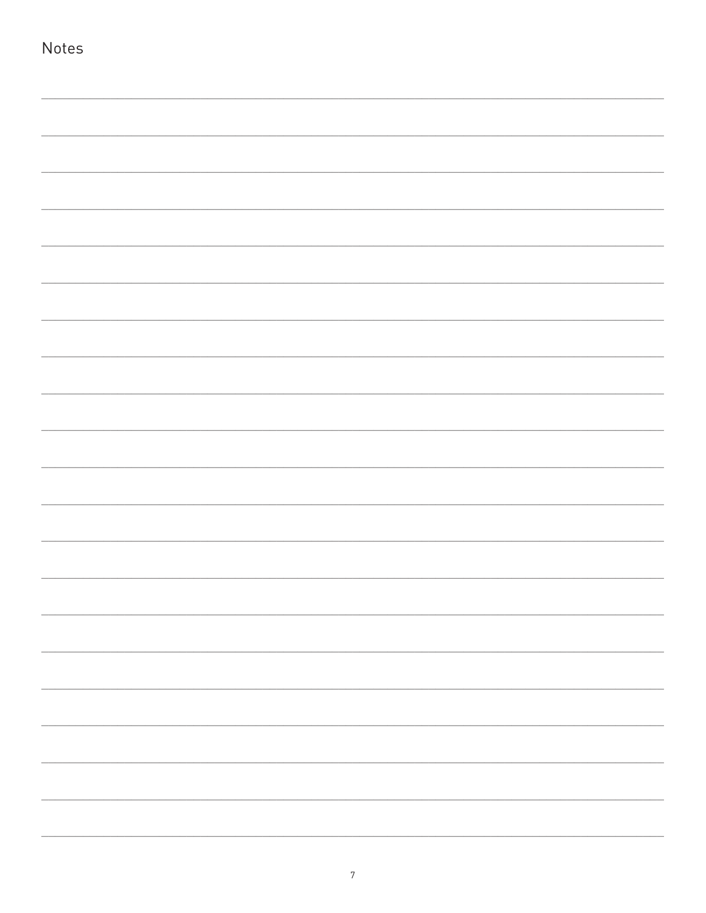Notes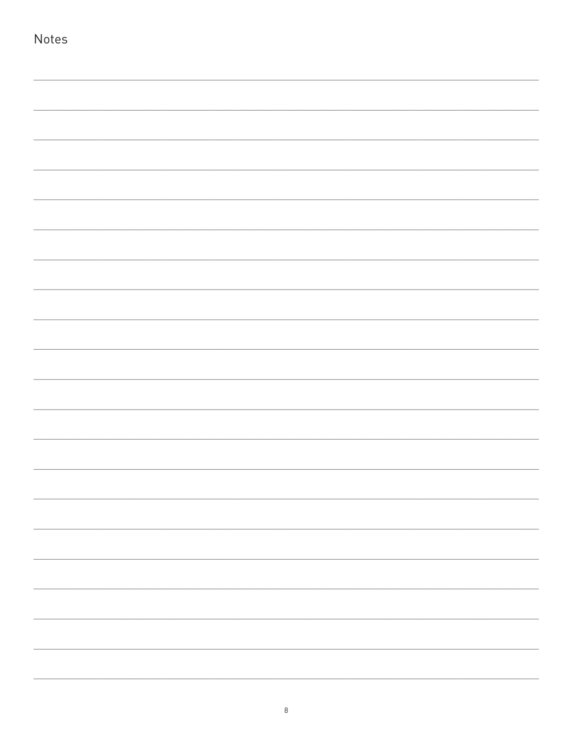Notes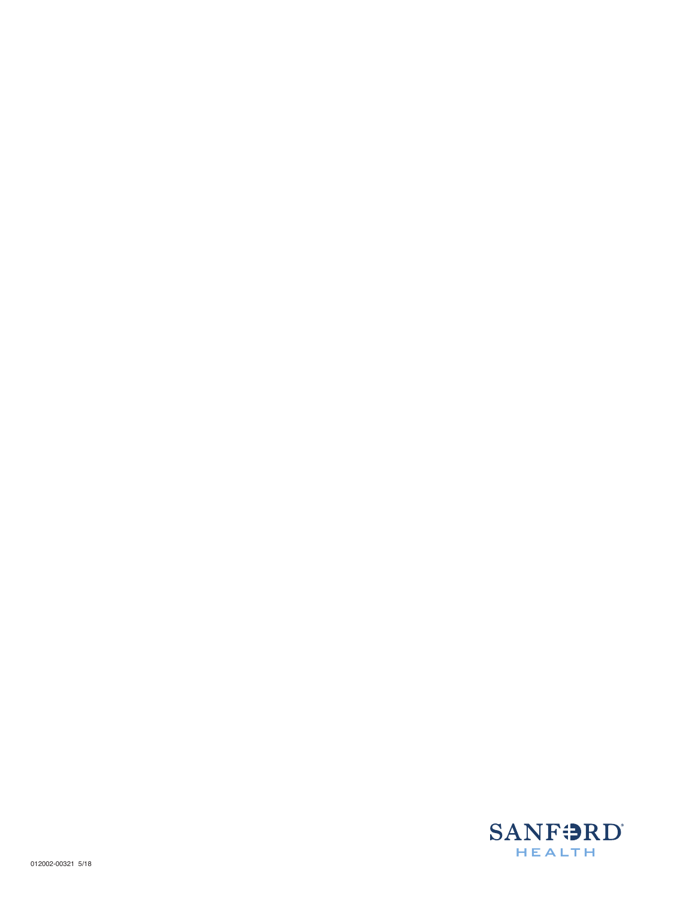SANFORD HEALTH

012002-00321 5/18